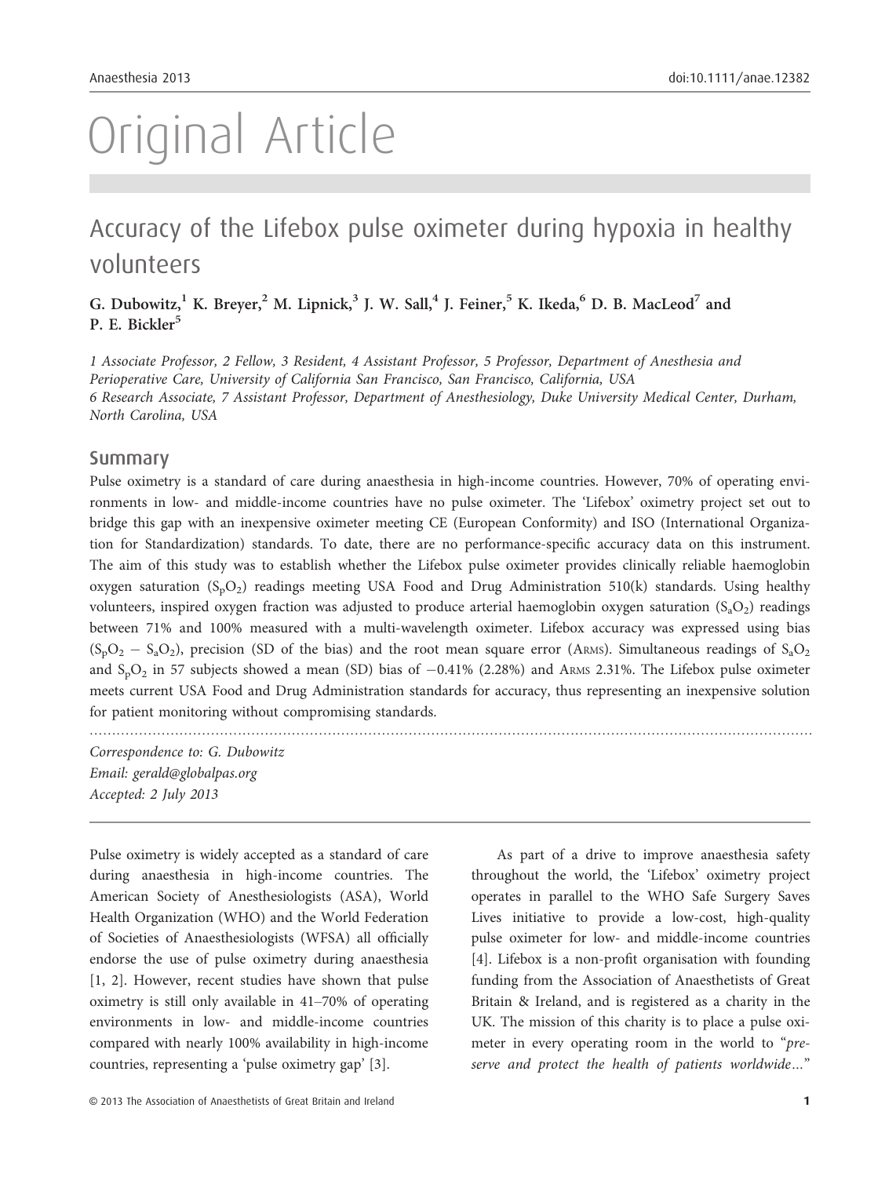# Original Article

## Accuracy of the Lifebox pulse oximeter during hypoxia in healthy volunteers

G. Dubowitz,[1] K. Breyer,[2] M. Lipnick,[3] J. W. Sall,[4] J. Feiner,[5] K. Ikeda,[6] D. B. MacLeod[7] and P. E. Bickler[5]

*1 Associate Professor, 2 Fellow, 3 Resident, 4 Assistant Professor, 5 Professor, Department of Anesthesia and Perioperative Care, University of California San Francisco, San Francisco, California, USA*
*6 Research Associate, 7 Assistant Professor, Department of Anesthesiology, Duke University Medical Center, Durham, North Carolina, USA*

## Summary

Pulse oximetry is a standard of care during anaesthesia in high-income countries. However, 70% of operating environments in low- and middle-income countries have no pulse oximeter. The 'Lifebox' oximetry project set out to bridge this gap with an inexpensive oximeter meeting CE (European Conformity) and ISO (International Organization for Standardization) standards. To date, there are no performance-specific accuracy data on this instrument. The aim of this study was to establish whether the Lifebox pulse oximeter provides clinically reliable haemoglobin oxygen saturation ($S_pO_2$) readings meeting USA Food and Drug Administration 510(k) standards. Using healthy volunteers, inspired oxygen fraction was adjusted to produce arterial haemoglobin oxygen saturation ($S_aO_2$) readings between 71% and 100% measured with a multi-wavelength oximeter. Lifebox accuracy was expressed using bias ($S_pO_2 - S_aO_2$), precision (SD of the bias) and the root mean square error (ARMS). Simultaneous readings of $S_aO_2$ and $S_pO_2$ in 57 subjects showed a mean (SD) bias of −0.41% (2.28%) and ARMS 2.31%. The Lifebox pulse oximeter meets current USA Food and Drug Administration standards for accuracy, thus representing an inexpensive solution for patient monitoring without compromising standards.

*Correspondence to: G. Dubowitz*
*Email: gerald@globalpas.org*
*Accepted: 2 July 2013*

Pulse oximetry is widely accepted as a standard of care during anaesthesia in high-income countries. The American Society of Anesthesiologists (ASA), World Health Organization (WHO) and the World Federation of Societies of Anaesthesiologists (WFSA) all officially endorse the use of pulse oximetry during anaesthesia [1, 2]. However, recent studies have shown that pulse oximetry is still only available in 41–70% of operating environments in low- and middle-income countries compared with nearly 100% availability in high-income countries, representing a 'pulse oximetry gap' [3].

As part of a drive to improve anaesthesia safety throughout the world, the 'Lifebox' oximetry project operates in parallel to the WHO Safe Surgery Saves Lives initiative to provide a low-cost, high-quality pulse oximeter for low- and middle-income countries [4]. Lifebox is a non-profit organisation with founding funding from the Association of Anaesthetists of Great Britain & Ireland, and is registered as a charity in the UK. The mission of this charity is to place a pulse oximeter in every operating room in the world to "*preserve and protect the health of patients worldwide…*"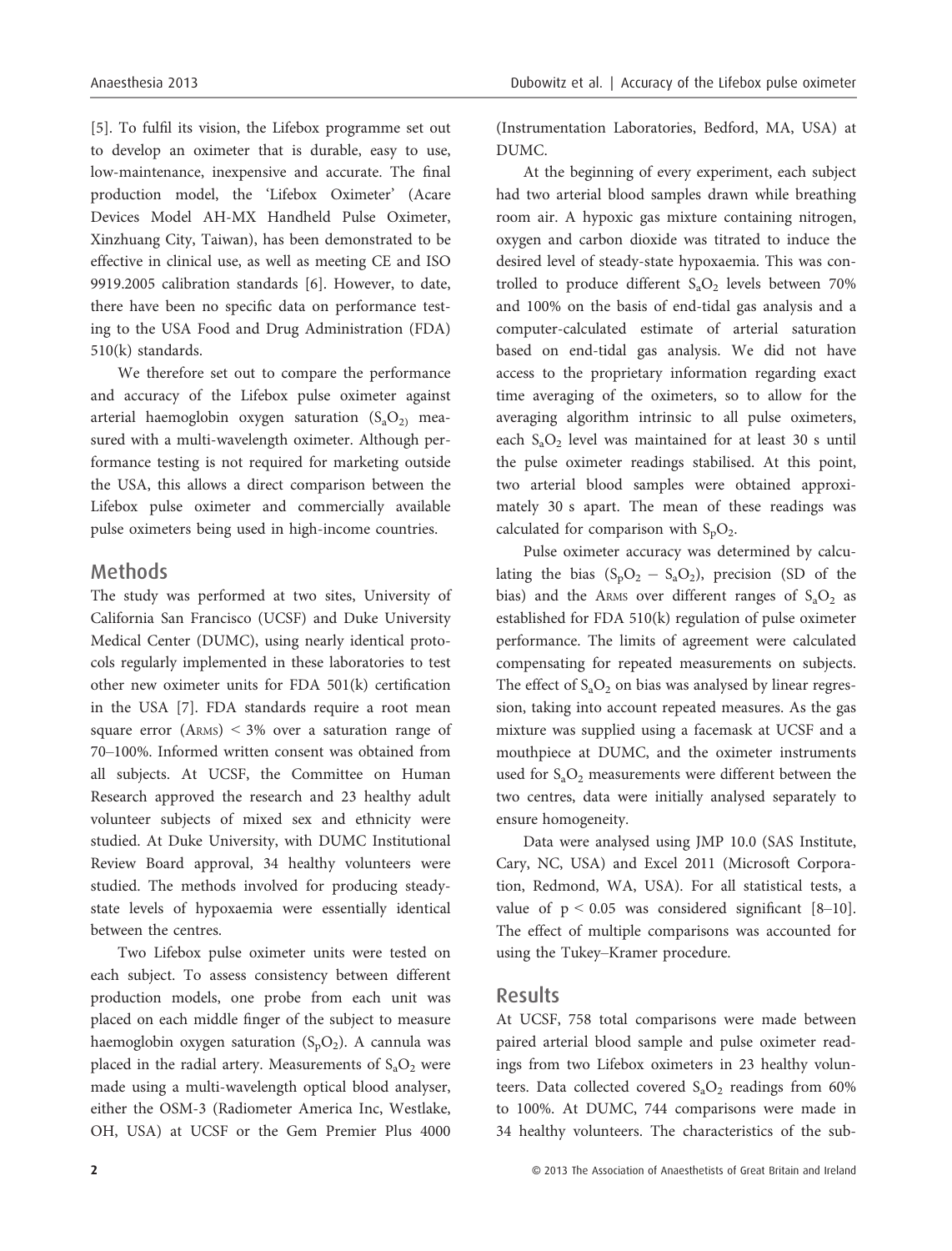[5]. To fulfil its vision, the Lifebox programme set out to develop an oximeter that is durable, easy to use, low-maintenance, inexpensive and accurate. The final production model, the 'Lifebox Oximeter' (Acare Devices Model AH-MX Handheld Pulse Oximeter, Xinzhuang City, Taiwan), has been demonstrated to be effective in clinical use, as well as meeting CE and ISO 9919.2005 calibration standards [6]. However, to date, there have been no specific data on performance testing to the USA Food and Drug Administration (FDA) 510(k) standards.

We therefore set out to compare the performance and accuracy of the Lifebox pulse oximeter against arterial haemoglobin oxygen saturation ($S_aO_2$) measured with a multi-wavelength oximeter. Although performance testing is not required for marketing outside the USA, this allows a direct comparison between the Lifebox pulse oximeter and commercially available pulse oximeters being used in high-income countries.

## Methods

The study was performed at two sites, University of California San Francisco (UCSF) and Duke University Medical Center (DUMC), using nearly identical protocols regularly implemented in these laboratories to test other new oximeter units for FDA 501(k) certification in the USA [7]. FDA standards require a root mean square error (ARMS) < 3% over a saturation range of 70–100%. Informed written consent was obtained from all subjects. At UCSF, the Committee on Human Research approved the research and 23 healthy adult volunteer subjects of mixed sex and ethnicity were studied. At Duke University, with DUMC Institutional Review Board approval, 34 healthy volunteers were studied. The methods involved for producing steady-state levels of hypoxaemia were essentially identical between the centres.

Two Lifebox pulse oximeter units were tested on each subject. To assess consistency between different production models, one probe from each unit was placed on each middle finger of the subject to measure haemoglobin oxygen saturation ($S_pO_2$). A cannula was placed in the radial artery. Measurements of $S_aO_2$ were made using a multi-wavelength optical blood analyser, either the OSM-3 (Radiometer America Inc, Westlake, OH, USA) at UCSF or the Gem Premier Plus 4000 (Instrumentation Laboratories, Bedford, MA, USA) at DUMC.

At the beginning of every experiment, each subject had two arterial blood samples drawn while breathing room air. A hypoxic gas mixture containing nitrogen, oxygen and carbon dioxide was titrated to induce the desired level of steady-state hypoxaemia. This was controlled to produce different $S_aO_2$ levels between 70% and 100% on the basis of end-tidal gas analysis and a computer-calculated estimate of arterial saturation based on end-tidal gas analysis. We did not have access to the proprietary information regarding exact time averaging of the oximeters, so to allow for the averaging algorithm intrinsic to all pulse oximeters, each $S_aO_2$ level was maintained for at least 30 s until the pulse oximeter readings stabilised. At this point, two arterial blood samples were obtained approximately 30 s apart. The mean of these readings was calculated for comparison with $S_pO_2$.

Pulse oximeter accuracy was determined by calculating the bias ($S_pO_2 - S_aO_2$), precision (SD of the bias) and the ARMS over different ranges of $S_aO_2$ as established for FDA 510(k) regulation of pulse oximeter performance. The limits of agreement were calculated compensating for repeated measurements on subjects. The effect of $S_aO_2$ on bias was analysed by linear regression, taking into account repeated measures. As the gas mixture was supplied using a facemask at UCSF and a mouthpiece at DUMC, and the oximeter instruments used for $S_aO_2$ measurements were different between the two centres, data were initially analysed separately to ensure homogeneity.

Data were analysed using JMP 10.0 (SAS Institute, Cary, NC, USA) and Excel 2011 (Microsoft Corporation, Redmond, WA, USA). For all statistical tests, a value of $p < 0.05$ was considered significant [8–10]. The effect of multiple comparisons was accounted for using the Tukey–Kramer procedure.

## Results

At UCSF, 758 total comparisons were made between paired arterial blood sample and pulse oximeter readings from two Lifebox oximeters in 23 healthy volunteers. Data collected covered $S_aO_2$ readings from 60% to 100%. At DUMC, 744 comparisons were made in 34 healthy volunteers. The characteristics of the sub-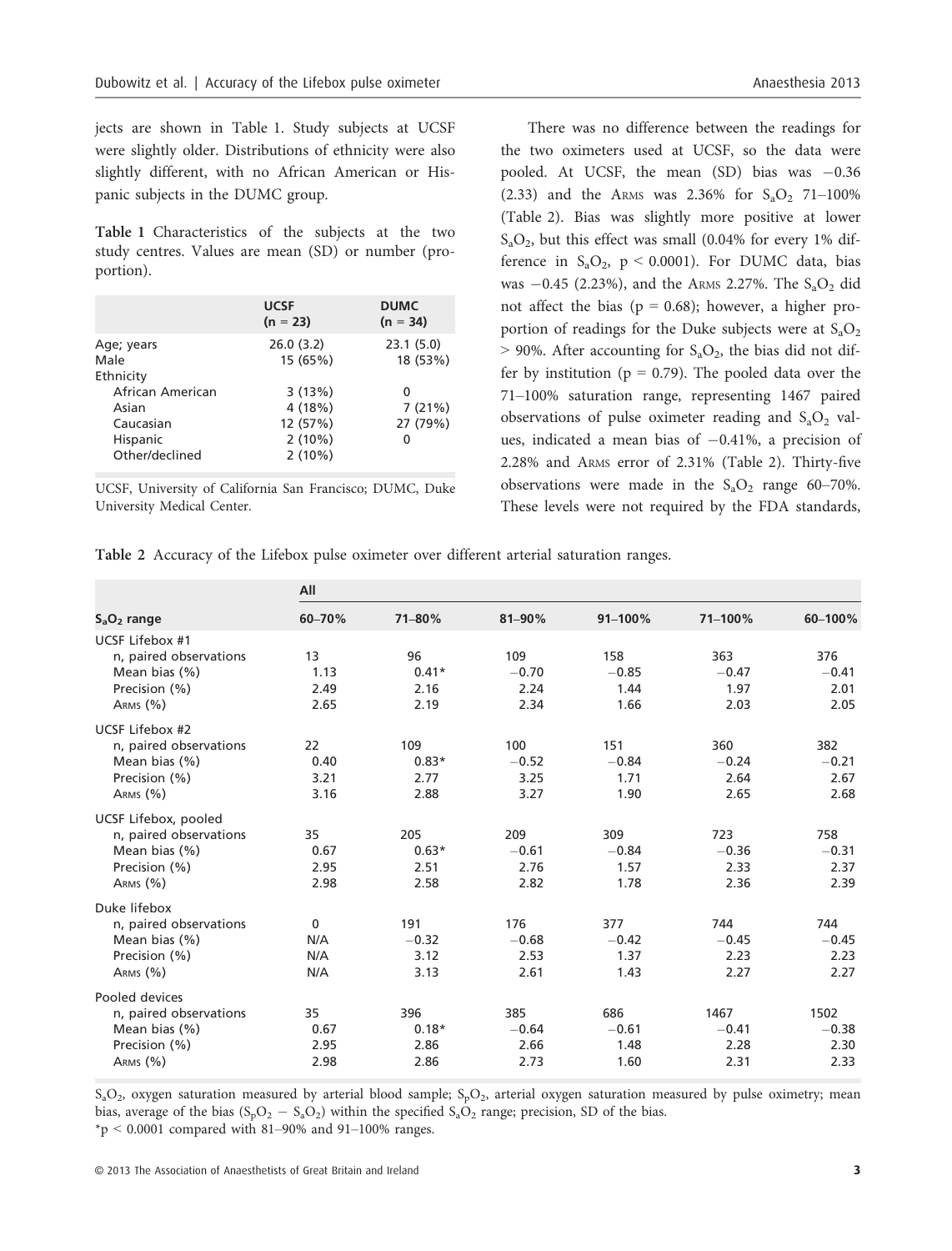jects are shown in Table 1. Study subjects at UCSF were slightly older. Distributions of ethnicity were also slightly different, with no African American or Hispanic subjects in the DUMC group.

**Table 1** Characteristics of the subjects at the two study centres. Values are mean (SD) or number (proportion).

| | UCSF (n = 23) | DUMC (n = 34) |
|---|---|---|
| Age; years | 26.0 (3.2) | 23.1 (5.0) |
| Male | 15 (65%) | 18 (53%) |
| Ethnicity | | |
| African American | 3 (13%) | 0 |
| Asian | 4 (18%) | 7 (21%) |
| Caucasian | 12 (57%) | 27 (79%) |
| Hispanic | 2 (10%) | 0 |
| Other/declined | 2 (10%) | |

UCSF, University of California San Francisco; DUMC, Duke University Medical Center.

There was no difference between the readings for the two oximeters used at UCSF, so the data were pooled. At UCSF, the mean (SD) bias was −0.36 (2.33) and the ARMS was 2.36% for $S_aO_2$ 71–100% (Table 2). Bias was slightly more positive at lower $S_aO_2$, but this effect was small (0.04% for every 1% difference in $S_aO_2$, $p < 0.0001$). For DUMC data, bias was −0.45 (2.23%), and the ARMS 2.27%. The $S_aO_2$ did not affect the bias ($p = 0.68$); however, a higher proportion of readings for the Duke subjects were at $S_aO_2$ > 90%. After accounting for $S_aO_2$, the bias did not differ by institution ($p = 0.79$). The pooled data over the 71–100% saturation range, representing 1467 paired observations of pulse oximeter reading and $S_aO_2$ values, indicated a mean bias of −0.41%, a precision of 2.28% and ARMS error of 2.31% (Table 2). Thirty-five observations were made in the $S_aO_2$ range 60–70%. These levels were not required by the FDA standards,

**Table 2** Accuracy of the Lifebox pulse oximeter over different arterial saturation ranges.

| | All | | | | | |
|---|---|---|---|---|---|---|
| $S_aO_2$ range | 60–70% | 71–80% | 81–90% | 91–100% | 71–100% | 60–100% |
| **UCSF Lifebox #1** | | | | | | |
| n, paired observations | 13 | 96 | 109 | 158 | 363 | 376 |
| Mean bias (%) | 1.13 | 0.41* | −0.70 | −0.85 | −0.47 | −0.41 |
| Precision (%) | 2.49 | 2.16 | 2.24 | 1.44 | 1.97 | 2.01 |
| ARMS (%) | 2.65 | 2.19 | 2.34 | 1.66 | 2.03 | 2.05 |
| **UCSF Lifebox #2** | | | | | | |
| n, paired observations | 22 | 109 | 100 | 151 | 360 | 382 |
| Mean bias (%) | 0.40 | 0.83* | −0.52 | −0.84 | −0.24 | −0.21 |
| Precision (%) | 3.21 | 2.77 | 3.25 | 1.71 | 2.64 | 2.67 |
| ARMS (%) | 3.16 | 2.88 | 3.27 | 1.90 | 2.65 | 2.68 |
| **UCSF Lifebox, pooled** | | | | | | |
| n, paired observations | 35 | 205 | 209 | 309 | 723 | 758 |
| Mean bias (%) | 0.67 | 0.63* | −0.61 | −0.84 | −0.36 | −0.31 |
| Precision (%) | 2.95 | 2.51 | 2.76 | 1.57 | 2.33 | 2.37 |
| ARMS (%) | 2.98 | 2.58 | 2.82 | 1.78 | 2.36 | 2.39 |
| **Duke lifebox** | | | | | | |
| n, paired observations | 0 | 191 | 176 | 377 | 744 | 744 |
| Mean bias (%) | N/A | −0.32 | −0.68 | −0.42 | −0.45 | −0.45 |
| Precision (%) | N/A | 3.12 | 2.53 | 1.37 | 2.23 | 2.23 |
| ARMS (%) | N/A | 3.13 | 2.61 | 1.43 | 2.27 | 2.27 |
| **Pooled devices** | | | | | | |
| n, paired observations | 35 | 396 | 385 | 686 | 1467 | 1502 |
| Mean bias (%) | 0.67 | 0.18* | −0.64 | −0.61 | −0.41 | −0.38 |
| Precision (%) | 2.95 | 2.86 | 2.66 | 1.48 | 2.28 | 2.30 |
| ARMS (%) | 2.98 | 2.86 | 2.73 | 1.60 | 2.31 | 2.33 |

$S_aO_2$, oxygen saturation measured by arterial blood sample; $S_pO_2$, arterial oxygen saturation measured by pulse oximetry; mean bias, average of the bias ($S_pO_2 - S_aO_2$) within the specified $S_aO_2$ range; precision, SD of the bias.
*$p < 0.0001$ compared with 81–90% and 91–100% ranges.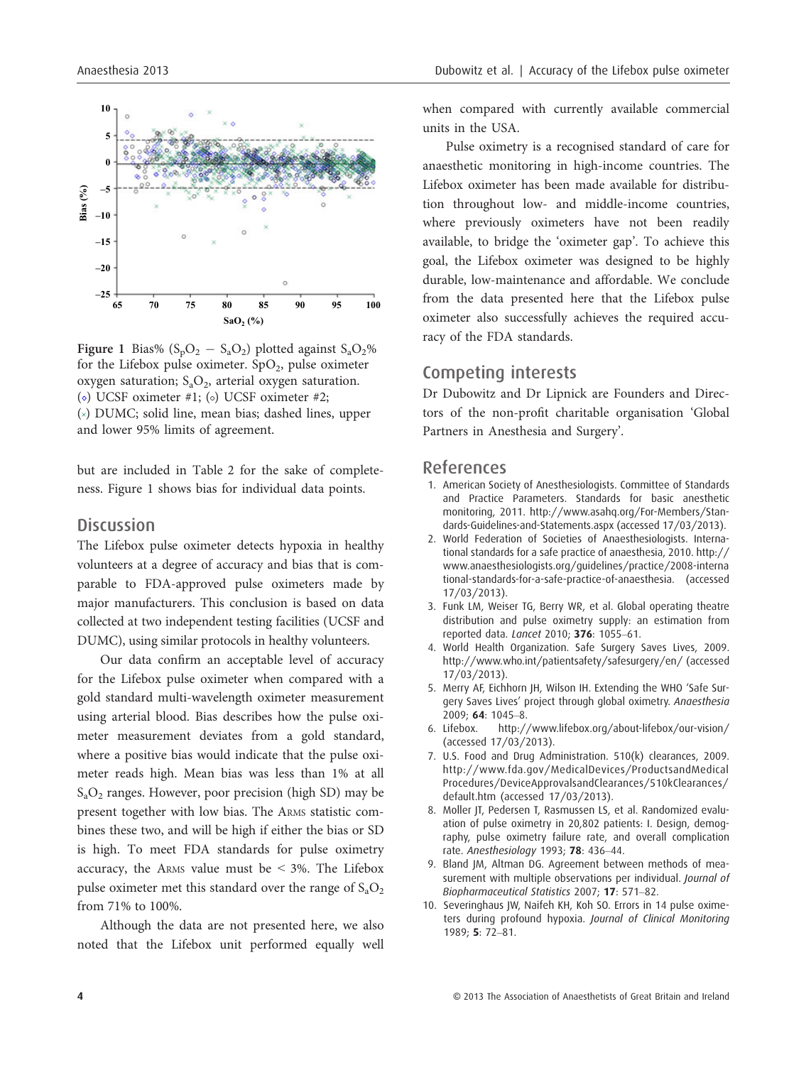10
5
0
−5
−10
−15
−20
−25
65 70 75 80 85 90 95 100

Bias (%)

$S_aO_2$ (%)

**Figure 1** Bias% ($S_pO_2 - S_aO_2$) plotted against $S_aO_2$% for the Lifebox pulse oximeter. $SpO_2$, pulse oximeter oxygen saturation; $S_aO_2$, arterial oxygen saturation. (◦) UCSF oximeter #1; (◦) UCSF oximeter #2; (×) DUMC; solid line, mean bias; dashed lines, upper and lower 95% limits of agreement.

but are included in Table 2 for the sake of completeness. Figure 1 shows bias for individual data points.

## Discussion

The Lifebox pulse oximeter detects hypoxia in healthy volunteers at a degree of accuracy and bias that is comparable to FDA-approved pulse oximeters made by major manufacturers. This conclusion is based on data collected at two independent testing facilities (UCSF and DUMC), using similar protocols in healthy volunteers.

Our data confirm an acceptable level of accuracy for the Lifebox pulse oximeter when compared with a gold standard multi-wavelength oximeter measurement using arterial blood. Bias describes how the pulse oximeter measurement deviates from a gold standard, where a positive bias would indicate that the pulse oximeter reads high. Mean bias was less than 1% at all $S_aO_2$ ranges. However, poor precision (high SD) may be present together with low bias. The ARMS statistic combines these two, and will be high if either the bias or SD is high. To meet FDA standards for pulse oximetry accuracy, the ARMS value must be < 3%. The Lifebox pulse oximeter met this standard over the range of $S_aO_2$ from 71% to 100%.

Although the data are not presented here, we also noted that the Lifebox unit performed equally well when compared with currently available commercial units in the USA.

Pulse oximetry is a recognised standard of care for anaesthetic monitoring in high-income countries. The Lifebox oximeter has been made available for distribution throughout low- and middle-income countries, where previously oximeters have not been readily available, to bridge the 'oximeter gap'. To achieve this goal, the Lifebox oximeter was designed to be highly durable, low-maintenance and affordable. We conclude from the data presented here that the Lifebox pulse oximeter also successfully achieves the required accuracy of the FDA standards.

## Competing interests

Dr Dubowitz and Dr Lipnick are Founders and Directors of the non-profit charitable organisation 'Global Partners in Anesthesia and Surgery'.

## References

1. American Society of Anesthesiologists. Committee of Standards and Practice Parameters. Standards for basic anesthetic monitoring, 2011. http://www.asahq.org/For-Members/Standards-Guidelines-and-Statements.aspx (accessed 17/03/2013).
2. World Federation of Societies of Anaesthesiologists. International standards for a safe practice of anaesthesia, 2010. http://www.anaesthesiologists.org/guidelines/practice/2008-international-standards-for-a-safe-practice-of-anaesthesia. (accessed 17/03/2013).
3. Funk LM, Weiser TG, Berry WR, et al. Global operating theatre distribution and pulse oximetry supply: an estimation from reported data. *Lancet* 2010; **376**: 1055–61.
4. World Health Organization. Safe Surgery Saves Lives, 2009. http://www.who.int/patientsafety/safesurgery/en/ (accessed 17/03/2013).
5. Merry AF, Eichhorn JH, Wilson IH. Extending the WHO 'Safe Surgery Saves Lives' project through global oximetry. *Anaesthesia* 2009; **64**: 1045–8.
6. Lifebox. http://www.lifebox.org/about-lifebox/our-vision/ (accessed 17/03/2013).
7. U.S. Food and Drug Administration. 510(k) clearances, 2009. http://www.fda.gov/MedicalDevices/ProductsandMedicalProcedures/DeviceApprovalsandClearances/510kClearances/default.htm (accessed 17/03/2013).
8. Moller JT, Pedersen T, Rasmussen LS, et al. Randomized evaluation of pulse oximetry in 20,802 patients: I. Design, demography, pulse oximetry failure rate, and overall complication rate. *Anesthesiology* 1993; **78**: 436–44.
9. Bland JM, Altman DG. Agreement between methods of measurement with multiple observations per individual. *Journal of Biopharmaceutical Statistics* 2007; **17**: 571–82.
10. Severinghaus JW, Naifeh KH, Koh SO. Errors in 14 pulse oximeters during profound hypoxia. *Journal of Clinical Monitoring* 1989; **5**: 72–81.